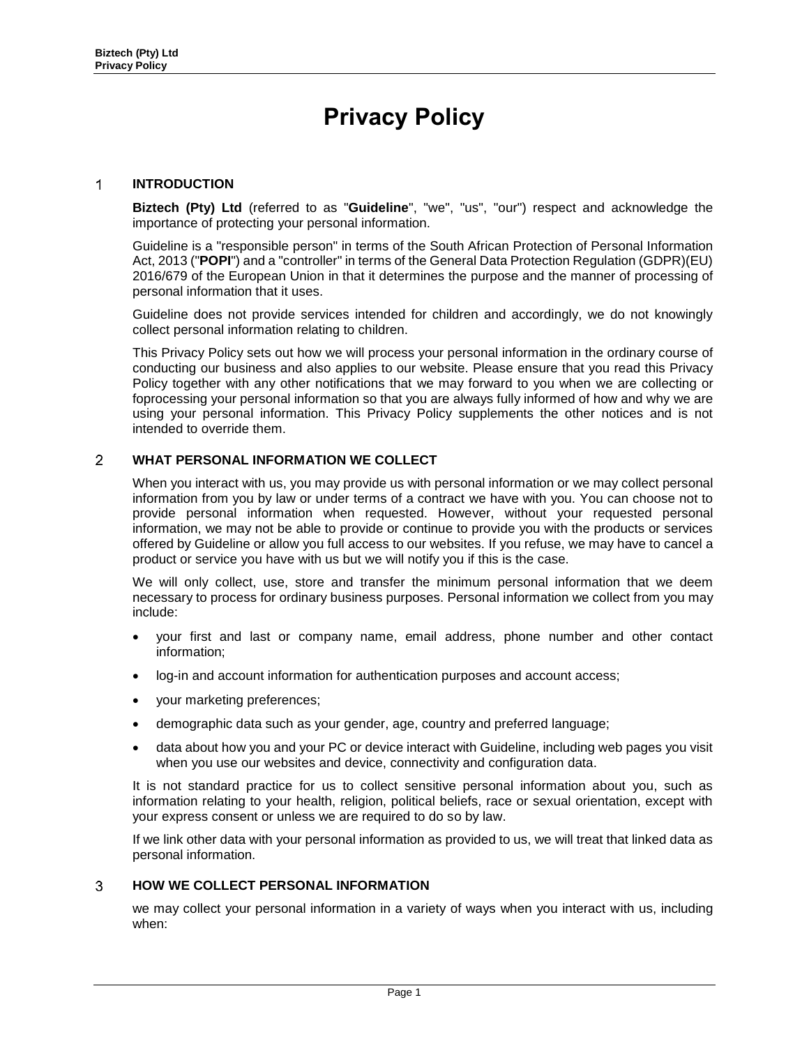# Privacy Policy

## 1 INTRODUCTION

**Biztech (Pty) Ltd** (referred to as "**Guideline**", "we", "us", "our") respect and acknowledge the importance of protecting your personal information.

Guideline is a "responsible person" in terms of the South African Protection of Personal Information Act, 2013 ("**POPI**") and a "controller" in terms of the General Data Protection Regulation (GDPR)(EU) 2016/679 of the European Union in that it determines the purpose and the manner of processing of personal information that it uses.

Guideline does not provide services intended for children and accordingly, we do not knowingly collect personal information relating to children.

This Privacy Policy sets out how we will process your personal information in the ordinary course of conducting our business and also applies to our website. Please ensure that you read this Privacy Policy together with any other notifications that we may forward to you when we are collecting or foprocessing your personal information so that you are always fully informed of how and why we are using your personal information. This Privacy Policy supplements the other notices and is not intended to override them.

## 2 WHAT PERSONAL INFORMATION WE COLLECT

When you interact with us, you may provide us with personal information or we may collect personal information from you by law or under terms of a contract we have with you. You can choose not to provide personal information when requested. However, without your requested personal information, we may not be able to provide or continue to provide you with the products or services offered by Guideline or allow you full access to our websites. If you refuse, we may have to cancel a product or service you have with us but we will notify you if this is the case.

We will only collect, use, store and transfer the minimum personal information that we deem necessary to process for ordinary business purposes. Personal information we collect from you may include:

- your first and last or company name, email address, phone number and other contact information;
- log-in and account information for authentication purposes and account access;
- your marketing preferences;
- demographic data such as your gender, age, country and preferred language;
- data about how you and your PC or device interact with Guideline, including web pages you visit when you use our websites and device, connectivity and configuration data.

It is not standard practice for us to collect sensitive personal information about you, such as information relating to your health, religion, political beliefs, race or sexual orientation, except with your express consent or unless we are required to do so by law.

If we link other data with your personal information as provided to us, we will treat that linked data as personal information.

## 3 HOW WE COLLECT PERSONAL INFORMATION

we may collect your personal information in a variety of ways when you interact with us, including when: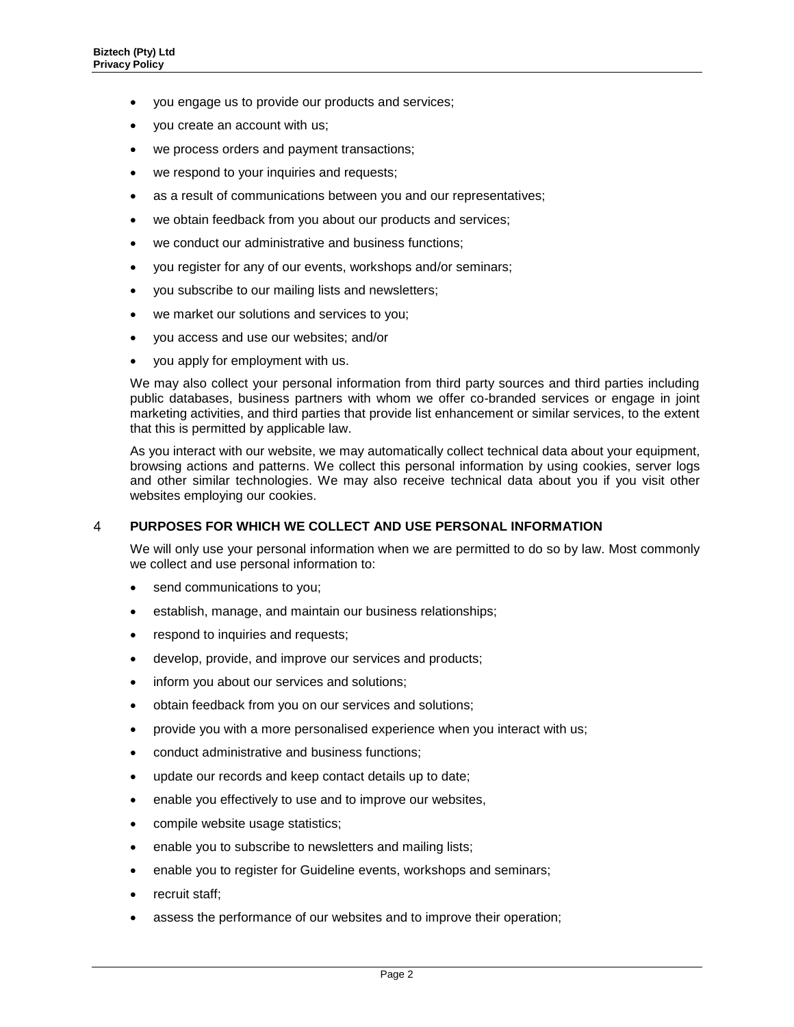- you engage us to provide our products and services;
- you create an account with us;
- we process orders and payment transactions;
- we respond to your inquiries and requests;
- as a result of communications between you and our representatives;
- we obtain feedback from you about our products and services;
- we conduct our administrative and business functions;
- you register for any of our events, workshops and/or seminars;
- you subscribe to our mailing lists and newsletters;
- we market our solutions and services to you;
- you access and use our websites; and/or
- you apply for employment with us.

We may also collect your personal information from third party sources and third parties including public databases, business partners with whom we offer co-branded services or engage in joint marketing activities, and third parties that provide list enhancement or similar services, to the extent that this is permitted by applicable law.

As you interact with our website, we may automatically collect technical data about your equipment, browsing actions and patterns. We collect this personal information by using cookies, server logs and other similar technologies. We may also receive technical data about you if you visit other websites employing our cookies.

## 4 PURPOSES FOR WHICH WE COLLECT AND USE PERSONAL INFORMATION

We will only use your personal information when we are permitted to do so by law. Most commonly we collect and use personal information to:

- send communications to you;
- establish, manage, and maintain our business relationships;
- respond to inquiries and requests;
- develop, provide, and improve our services and products;
- inform you about our services and solutions;
- obtain feedback from you on our services and solutions;
- provide you with a more personalised experience when you interact with us;
- conduct administrative and business functions;
- update our records and keep contact details up to date;
- enable you effectively to use and to improve our websites,
- compile website usage statistics;
- enable you to subscribe to newsletters and mailing lists;
- enable you to register for Guideline events, workshops and seminars;
- recruit staff;
- assess the performance of our websites and to improve their operation;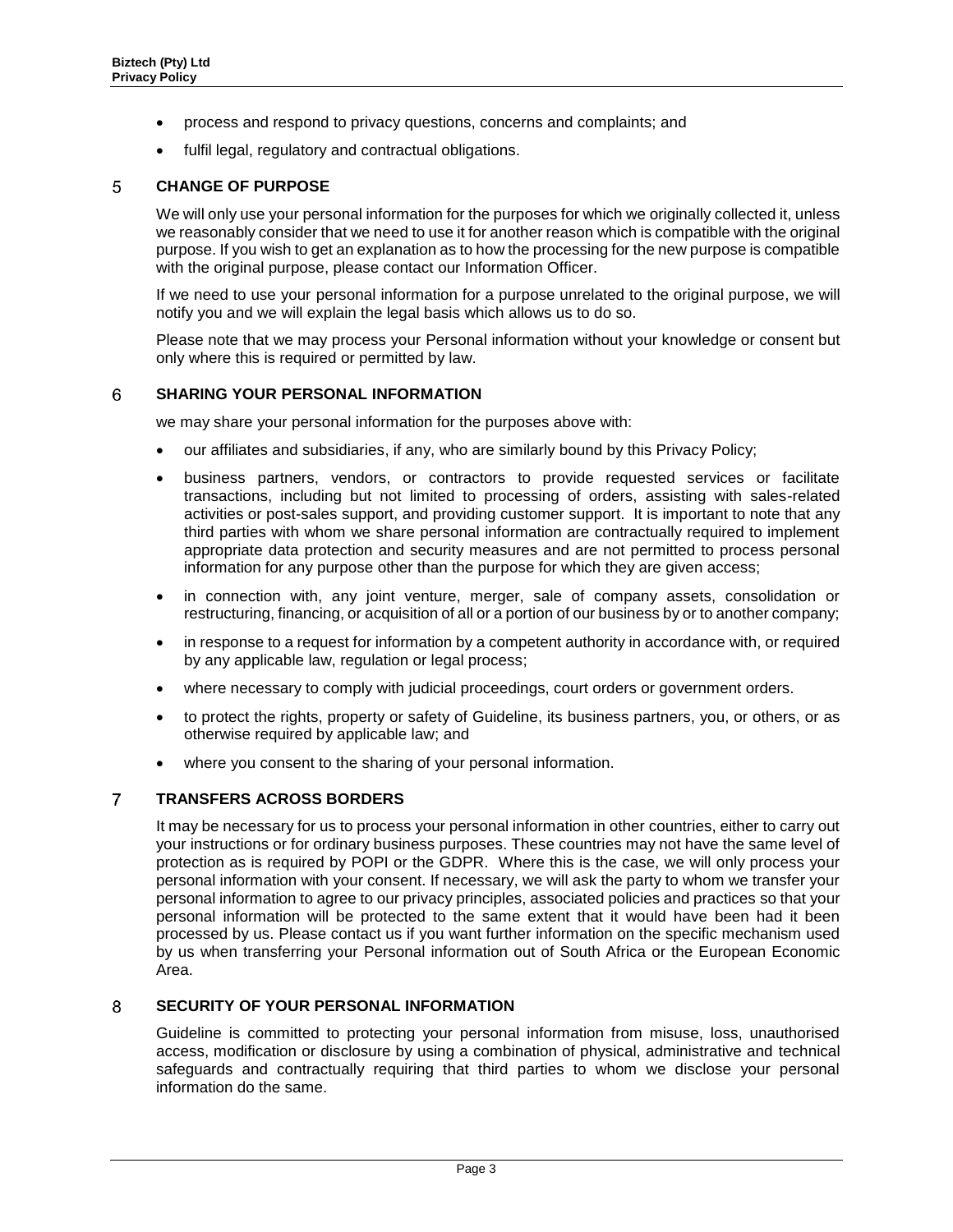- process and respond to privacy questions, concerns and complaints; and
- fulfil legal, regulatory and contractual obligations.

## 5 CHANGE OF PURPOSE

We will only use your personal information for the purposes for which we originally collected it, unless we reasonably consider that we need to use it for another reason which is compatible with the original purpose. If you wish to get an explanation as to how the processing for the new purpose is compatible with the original purpose, please contact our Information Officer.

If we need to use your personal information for a purpose unrelated to the original purpose, we will notify you and we will explain the legal basis which allows us to do so.

Please note that we may process your Personal information without your knowledge or consent but only where this is required or permitted by law.

## 6 SHARING YOUR PERSONAL INFORMATION

we may share your personal information for the purposes above with:

- our affiliates and subsidiaries, if any, who are similarly bound by this Privacy Policy;
- business partners, vendors, or contractors to provide requested services or facilitate transactions, including but not limited to processing of orders, assisting with sales-related activities or post-sales support, and providing customer support. It is important to note that any third parties with whom we share personal information are contractually required to implement appropriate data protection and security measures and are not permitted to process personal information for any purpose other than the purpose for which they are given access;
- in connection with, any joint venture, merger, sale of company assets, consolidation or restructuring, financing, or acquisition of all or a portion of our business by or to another company;
- in response to a request for information by a competent authority in accordance with, or required by any applicable law, regulation or legal process;
- where necessary to comply with judicial proceedings, court orders or government orders.
- to protect the rights, property or safety of Guideline, its business partners, you, or others, or as otherwise required by applicable law; and
- where you consent to the sharing of your personal information.

## 7 TRANSFERS ACROSS BORDERS

It may be necessary for us to process your personal information in other countries, either to carry out your instructions or for ordinary business purposes. These countries may not have the same level of protection as is required by POPI or the GDPR. Where this is the case, we will only process your personal information with your consent. If necessary, we will ask the party to whom we transfer your personal information to agree to our privacy principles, associated policies and practices so that your personal information will be protected to the same extent that it would have been had it been processed by us. Please contact us if you want further information on the specific mechanism used by us when transferring your Personal information out of South Africa or the European Economic Area.

## 8 SECURITY OF YOUR PERSONAL INFORMATION

Guideline is committed to protecting your personal information from misuse, loss, unauthorised access, modification or disclosure by using a combination of physical, administrative and technical safeguards and contractually requiring that third parties to whom we disclose your personal information do the same.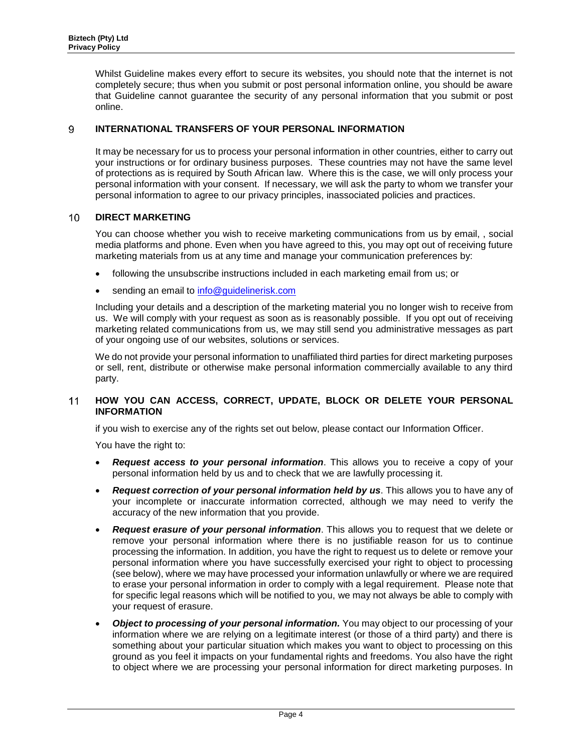Whilst Guideline makes every effort to secure its websites, you should note that the internet is not completely secure; thus when you submit or post personal information online, you should be aware that Guideline cannot guarantee the security of any personal information that you submit or post online.

## 9 INTERNATIONAL TRANSFERS OF YOUR PERSONAL INFORMATION

It may be necessary for us to process your personal information in other countries, either to carry out your instructions or for ordinary business purposes. These countries may not have the same level of protections as is required by South African law. Where this is the case, we will only process your personal information with your consent. If necessary, we will ask the party to whom we transfer your personal information to agree to our privacy principles, inassociated policies and practices.

## 10 DIRECT MARKETING

You can choose whether you wish to receive marketing communications from us by email, , social media platforms and phone. Even when you have agreed to this, you may opt out of receiving future marketing materials from us at any time and manage your communication preferences by:

- following the unsubscribe instructions included in each marketing email from us; or
- sending an email to info@guidelinerisk.com

Including your details and a description of the marketing material you no longer wish to receive from us. We will comply with your request as soon as is reasonably possible. If you opt out of receiving marketing related communications from us, we may still send you administrative messages as part of your ongoing use of our websites, solutions or services.

We do not provide your personal information to unaffiliated third parties for direct marketing purposes or sell, rent, distribute or otherwise make personal information commercially available to any third party.

## 11 HOW YOU CAN ACCESS, CORRECT, UPDATE, BLOCK OR DELETE YOUR PERSONAL INFORMATION

if you wish to exercise any of the rights set out below, please contact our Information Officer.

You have the right to:

- ***Request access to your personal information***. This allows you to receive a copy of your personal information held by us and to check that we are lawfully processing it.
- ***Request correction of your personal information held by us***. This allows you to have any of your incomplete or inaccurate information corrected, although we may need to verify the accuracy of the new information that you provide.
- ***Request erasure of your personal information***. This allows you to request that we delete or remove your personal information where there is no justifiable reason for us to continue processing the information. In addition, you have the right to request us to delete or remove your personal information where you have successfully exercised your right to object to processing (see below), where we may have processed your information unlawfully or where we are required to erase your personal information in order to comply with a legal requirement. Please note that for specific legal reasons which will be notified to you, we may not always be able to comply with your request of erasure.
- ***Object to processing of your personal information.*** You may object to our processing of your information where we are relying on a legitimate interest (or those of a third party) and there is something about your particular situation which makes you want to object to processing on this ground as you feel it impacts on your fundamental rights and freedoms. You also have the right to object where we are processing your personal information for direct marketing purposes. In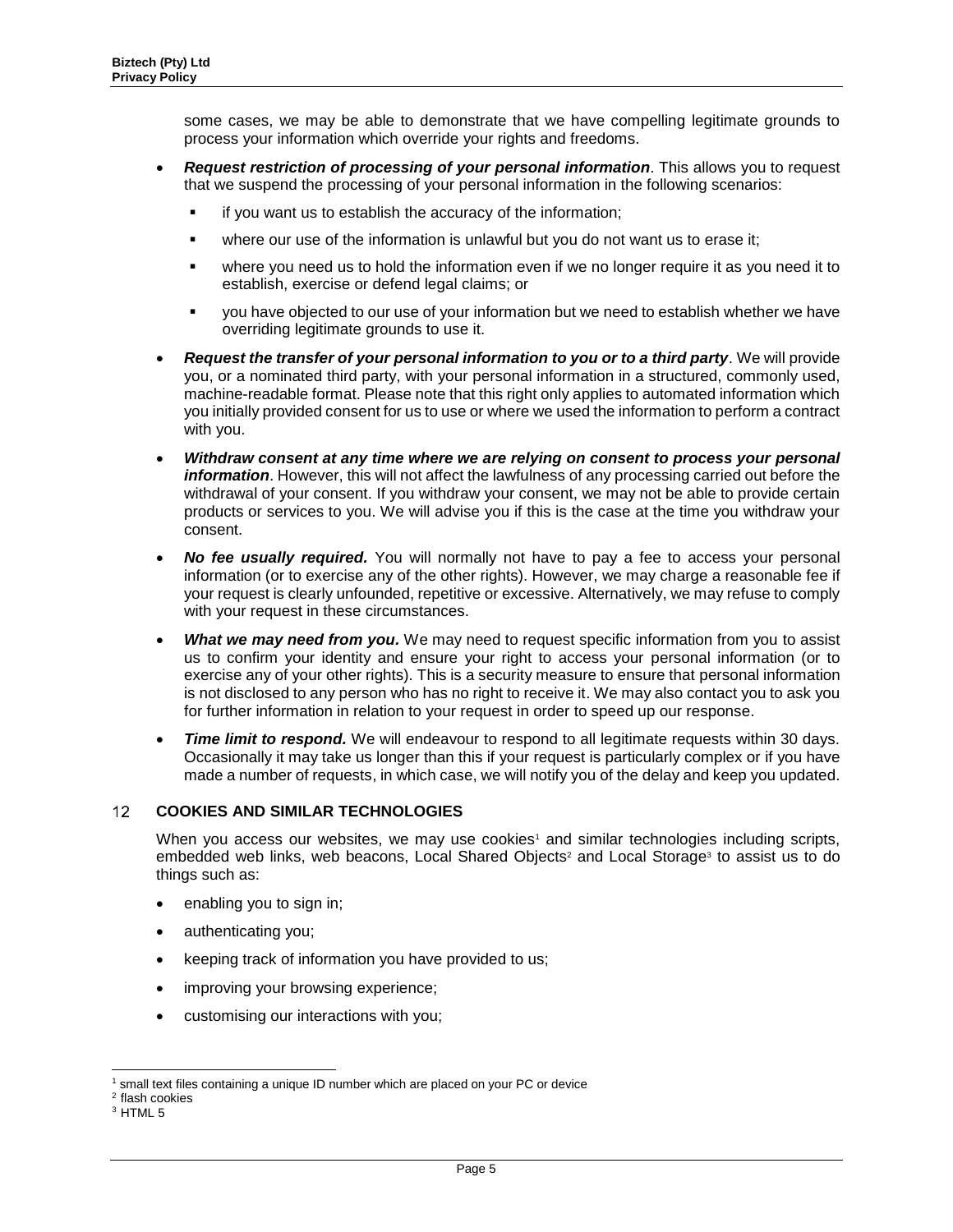some cases, we may be able to demonstrate that we have compelling legitimate grounds to process your information which override your rights and freedoms.

- ***Request restriction of processing of your personal information***. This allows you to request that we suspend the processing of your personal information in the following scenarios:
    - if you want us to establish the accuracy of the information;
    - where our use of the information is unlawful but you do not want us to erase it;
    - where you need us to hold the information even if we no longer require it as you need it to establish, exercise or defend legal claims; or
    - you have objected to our use of your information but we need to establish whether we have overriding legitimate grounds to use it.
- ***Request the transfer of your personal information to you or to a third party***. We will provide you, or a nominated third party, with your personal information in a structured, commonly used, machine-readable format. Please note that this right only applies to automated information which you initially provided consent for us to use or where we used the information to perform a contract with you.
- ***Withdraw consent at any time where we are relying on consent to process your personal information***. However, this will not affect the lawfulness of any processing carried out before the withdrawal of your consent. If you withdraw your consent, we may not be able to provide certain products or services to you. We will advise you if this is the case at the time you withdraw your consent.
- ***No fee usually required.*** You will normally not have to pay a fee to access your personal information (or to exercise any of the other rights). However, we may charge a reasonable fee if your request is clearly unfounded, repetitive or excessive. Alternatively, we may refuse to comply with your request in these circumstances.
- ***What we may need from you.*** We may need to request specific information from you to assist us to confirm your identity and ensure your right to access your personal information (or to exercise any of your other rights). This is a security measure to ensure that personal information is not disclosed to any person who has no right to receive it. We may also contact you to ask you for further information in relation to your request in order to speed up our response.
- ***Time limit to respond.*** We will endeavour to respond to all legitimate requests within 30 days. Occasionally it may take us longer than this if your request is particularly complex or if you have made a number of requests, in which case, we will notify you of the delay and keep you updated.

## 12 COOKIES AND SIMILAR TECHNOLOGIES

When you access our websites, we may use cookies[1] and similar technologies including scripts, embedded web links, web beacons, Local Shared Objects[2] and Local Storage[3] to assist us to do things such as:

- enabling you to sign in;
- authenticating you;
- keeping track of information you have provided to us;
- improving your browsing experience;
- customising our interactions with you;

---

[1] small text files containing a unique ID number which are placed on your PC or device

[2] flash cookies

[3] HTML 5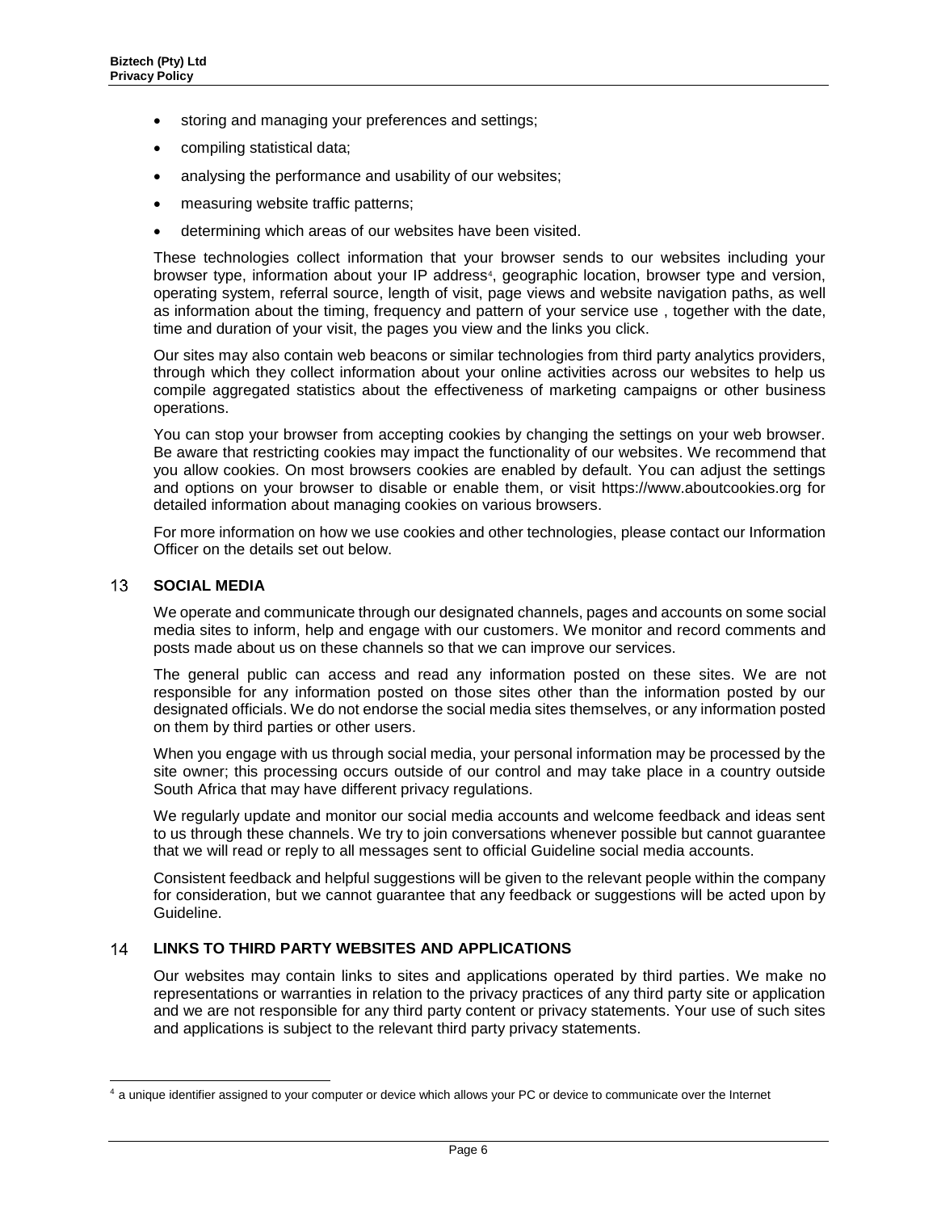- storing and managing your preferences and settings;
- compiling statistical data;
- analysing the performance and usability of our websites;
- measuring website traffic patterns;
- determining which areas of our websites have been visited.

These technologies collect information that your browser sends to our websites including your browser type, information about your IP address[4], geographic location, browser type and version, operating system, referral source, length of visit, page views and website navigation paths, as well as information about the timing, frequency and pattern of your service use , together with the date, time and duration of your visit, the pages you view and the links you click.

Our sites may also contain web beacons or similar technologies from third party analytics providers, through which they collect information about your online activities across our websites to help us compile aggregated statistics about the effectiveness of marketing campaigns or other business operations.

You can stop your browser from accepting cookies by changing the settings on your web browser. Be aware that restricting cookies may impact the functionality of our websites. We recommend that you allow cookies. On most browsers cookies are enabled by default. You can adjust the settings and options on your browser to disable or enable them, or visit https://www.aboutcookies.org for detailed information about managing cookies on various browsers.

For more information on how we use cookies and other technologies, please contact our Information Officer on the details set out below.

## 13 SOCIAL MEDIA

We operate and communicate through our designated channels, pages and accounts on some social media sites to inform, help and engage with our customers. We monitor and record comments and posts made about us on these channels so that we can improve our services.

The general public can access and read any information posted on these sites. We are not responsible for any information posted on those sites other than the information posted by our designated officials. We do not endorse the social media sites themselves, or any information posted on them by third parties or other users.

When you engage with us through social media, your personal information may be processed by the site owner; this processing occurs outside of our control and may take place in a country outside South Africa that may have different privacy regulations.

We regularly update and monitor our social media accounts and welcome feedback and ideas sent to us through these channels. We try to join conversations whenever possible but cannot guarantee that we will read or reply to all messages sent to official Guideline social media accounts.

Consistent feedback and helpful suggestions will be given to the relevant people within the company for consideration, but we cannot guarantee that any feedback or suggestions will be acted upon by Guideline.

## 14 LINKS TO THIRD PARTY WEBSITES AND APPLICATIONS

Our websites may contain links to sites and applications operated by third parties. We make no representations or warranties in relation to the privacy practices of any third party site or application and we are not responsible for any third party content or privacy statements. Your use of such sites and applications is subject to the relevant third party privacy statements.

---

[4] a unique identifier assigned to your computer or device which allows your PC or device to communicate over the Internet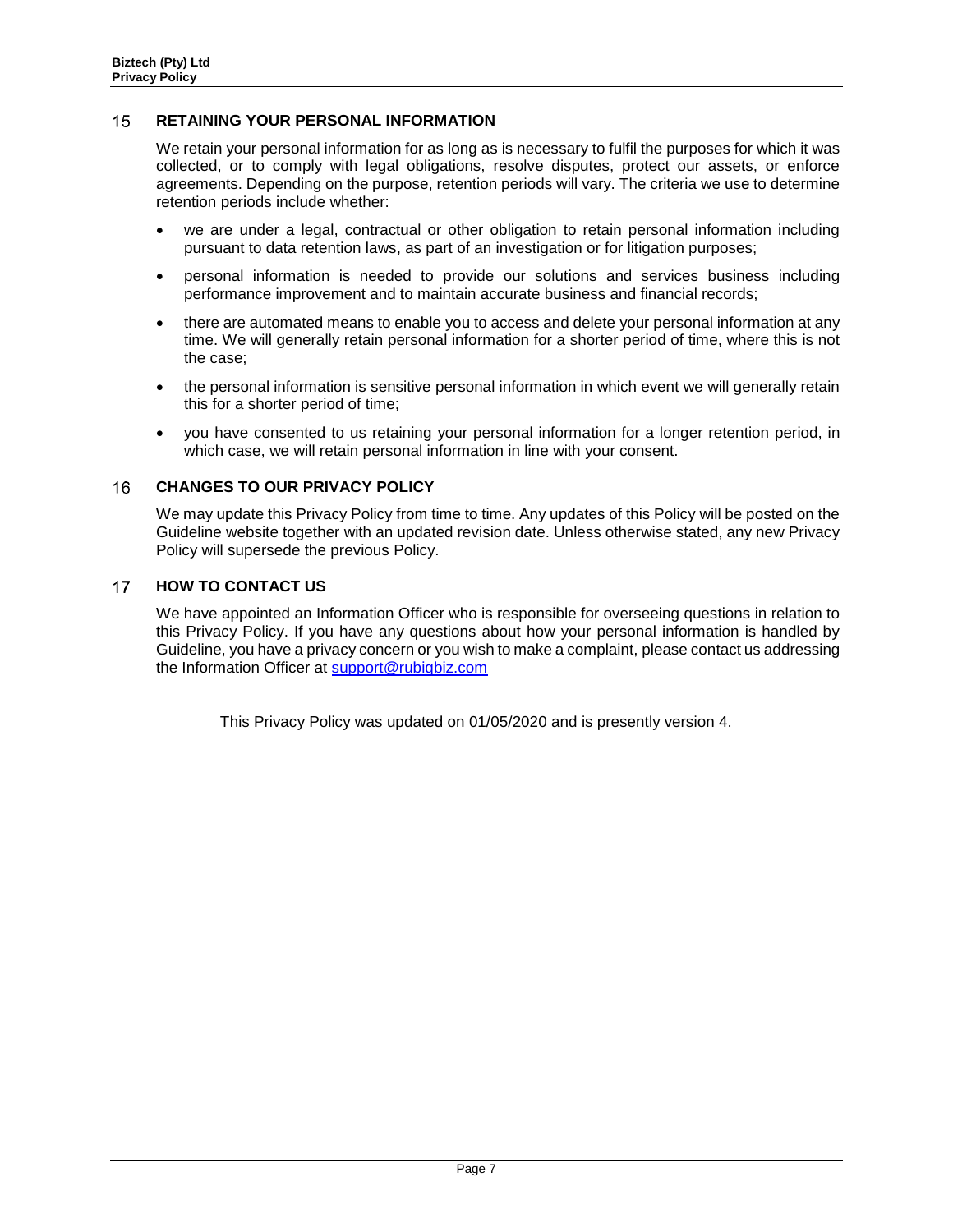## 15 RETAINING YOUR PERSONAL INFORMATION

We retain your personal information for as long as is necessary to fulfil the purposes for which it was collected, or to comply with legal obligations, resolve disputes, protect our assets, or enforce agreements. Depending on the purpose, retention periods will vary. The criteria we use to determine retention periods include whether:

- we are under a legal, contractual or other obligation to retain personal information including pursuant to data retention laws, as part of an investigation or for litigation purposes;
- personal information is needed to provide our solutions and services business including performance improvement and to maintain accurate business and financial records;
- there are automated means to enable you to access and delete your personal information at any time. We will generally retain personal information for a shorter period of time, where this is not the case;
- the personal information is sensitive personal information in which event we will generally retain this for a shorter period of time;
- you have consented to us retaining your personal information for a longer retention period, in which case, we will retain personal information in line with your consent.

## 16 CHANGES TO OUR PRIVACY POLICY

We may update this Privacy Policy from time to time. Any updates of this Policy will be posted on the Guideline website together with an updated revision date. Unless otherwise stated, any new Privacy Policy will supersede the previous Policy.

## 17 HOW TO CONTACT US

We have appointed an Information Officer who is responsible for overseeing questions in relation to this Privacy Policy. If you have any questions about how your personal information is handled by Guideline, you have a privacy concern or you wish to make a complaint, please contact us addressing the Information Officer at support@rubiqbiz.com

This Privacy Policy was updated on 01/05/2020 and is presently version 4.